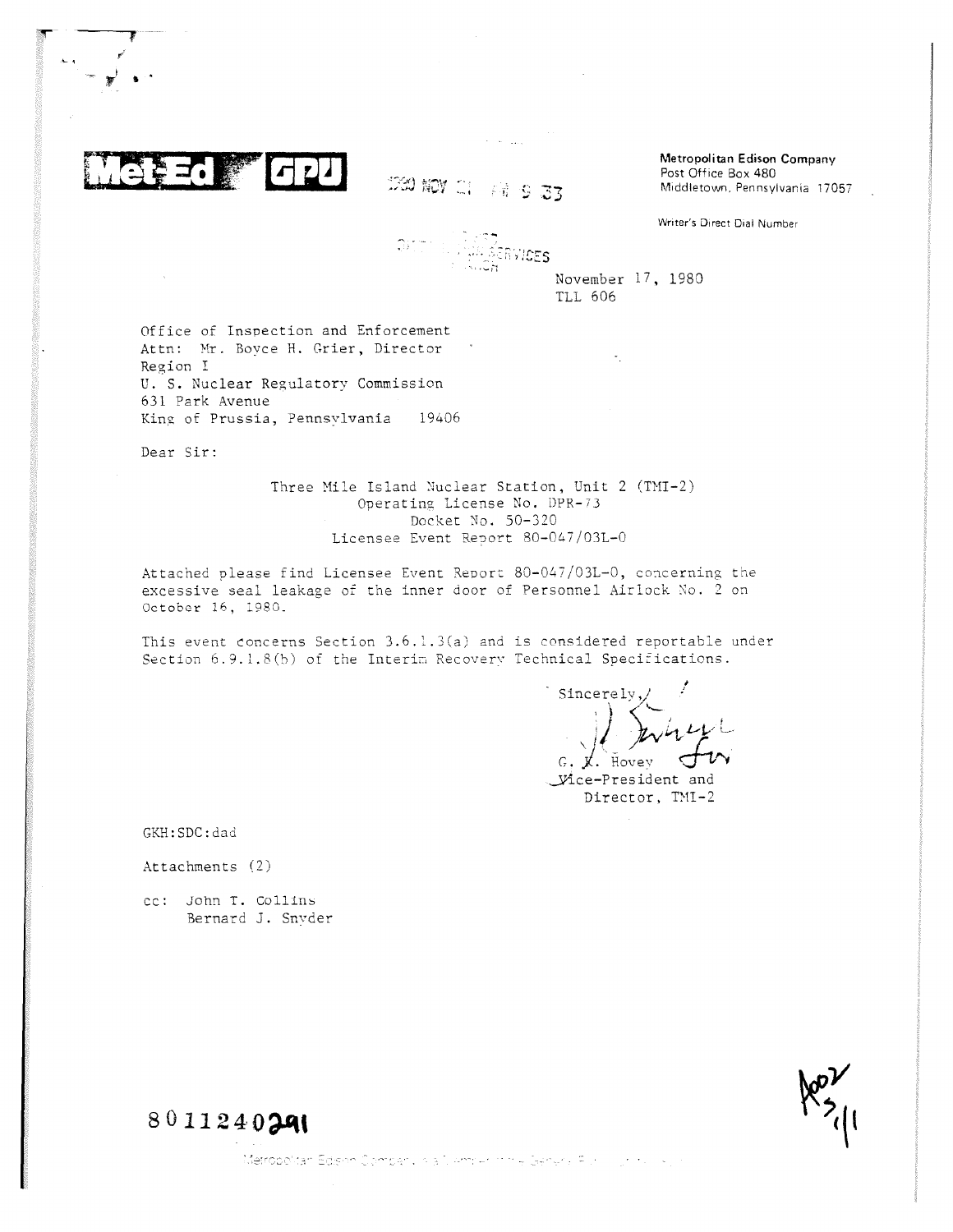Met-Ed GPU

1980 NOV 21 AM 9 33

**Metropolitan Edison Company**
Post Office Box 480
Middletown, Pennsylvania 17057

Writer's Direct Dial Number

November 17, 1980
TLL 606

Office of Inspection and Enforcement
Attn: Mr. Boyce H. Grier, Director
Region I
U. S. Nuclear Regulatory Commission
631 Park Avenue
King of Prussia, Pennsylvania 19406

Dear Sir:

Three Mile Island Nuclear Station, Unit 2 (TMI-2)
Operating License No. DPR-73
Docket No. 50-320
Licensee Event Report 80-047/03L-0

Attached please find Licensee Event Report 80-047/03L-0, concerning the excessive seal leakage of the inner door of Personnel Airlock No. 2 on October 16, 1980.

This event concerns Section 3.6.1.3(a) and is considered reportable under Section 6.9.1.8(b) of the Interim Recovery Technical Specifications.

Sincerely,

G. K. Hovey
Vice-President and
Director, TMI-2

GKH:SDC:dad

Attachments (2)

cc: John T. Collins
Bernard J. Snyder

8011240291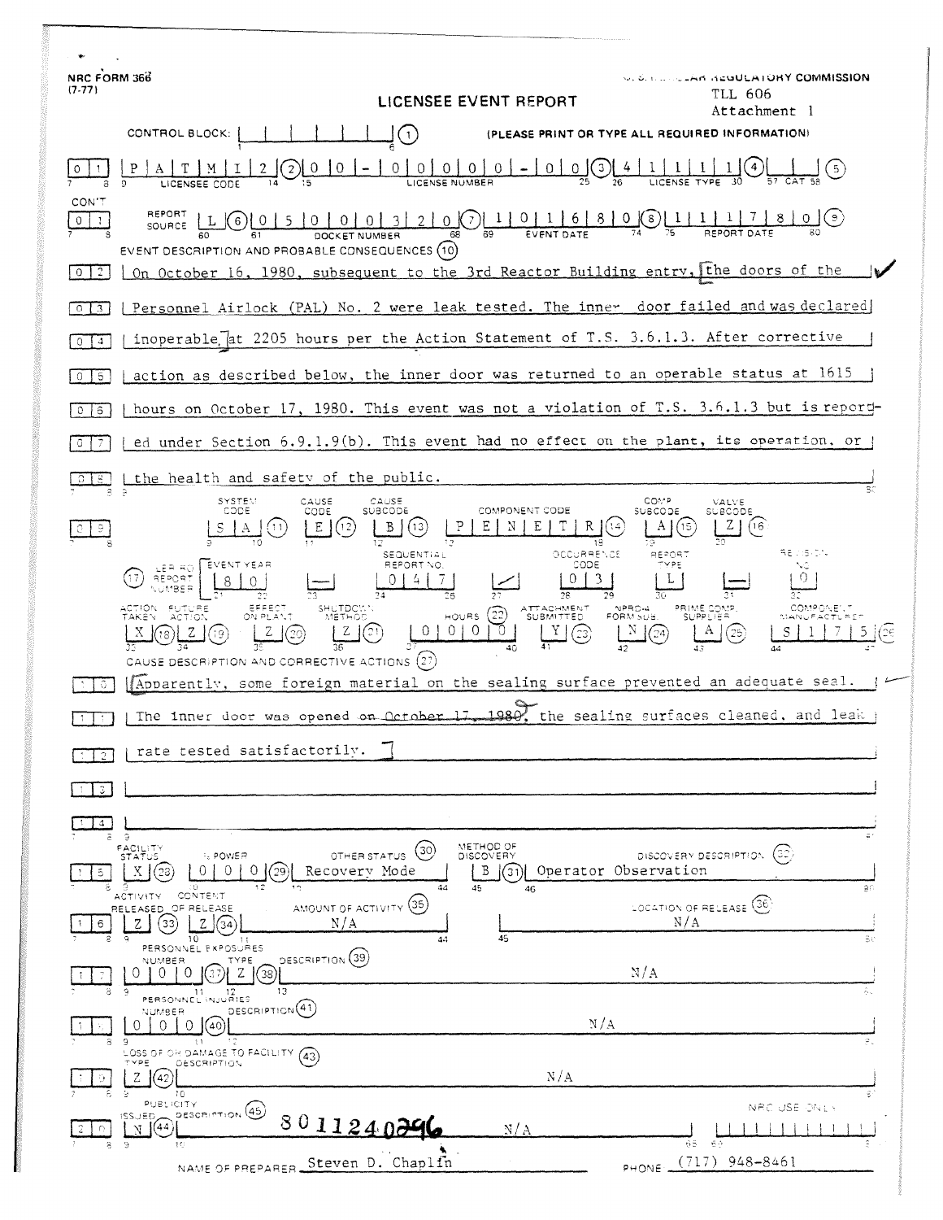NRC FORM 366
(7-77)

U.S. NUCLEAR REGULATORY COMMISSION

TLL 606
Attachment 1

# LICENSEE EVENT REPORT

CONTROL BLOCK: (1) (PLEASE PRINT OR TYPE ALL REQUIRED INFORMATION)

| 0 | 1 | P A T M I 2 (2) | 0 0 - 0 0 0 0 0 - 0 0 (3) | 4 1 1 1 1 (4) | (5) |
|---|---|---|---|---|---|
| | | LICENSEE CODE | LICENSE NUMBER | LICENSE TYPE | CAT |

CON'T

| 0 | 1 | REPORT SOURCE L (6) | 0 5 0 0 0 3 2 0 (7) | 1 0 1 6 8 0 (8) | 1 1 1 7 8 0 (9) |
|---|---|---|---|---|---|
| | | | DOCKET NUMBER | EVENT DATE | REPORT DATE |

EVENT DESCRIPTION AND PROBABLE CONSEQUENCES (10)

| | |
|---|---|
| 0 2 | On October 16, 1980, subsequent to the 3rd Reactor Building entry, the doors of the |
| 0 3 | Personnel Airlock (PAL) No. 2 were leak tested. The inner door failed and was declared |
| 0 4 | inoperable at 2205 hours per the Action Statement of T.S. 3.6.1.3. After corrective |
| 0 5 | action as described below, the inner door was returned to an operable status at 1615 |
| 0 6 | hours on October 17, 1980. This event was not a violation of T.S. 3.6.1.3 but is report- |
| 0 7 | ed under Section 6.9.1.9(b). This event had no effect on the plant, its operation, or |
| 0 8 | the health and safety of the public. |

| | SYSTEM CODE | CAUSE CODE | CAUSE SUBCODE | COMPONENT CODE | COMP SUBCODE | VALVE SUBCODE |
|---|---|---|---|---|---|---|
| 0 9 | S A (11) | E (12) | B (13) | P E N E T R (14) | A (15) | Z (16) |

| (17) LER/RO REPORT NUMBER | EVENT YEAR | | SEQUENTIAL REPORT NO. | | OCCURRENCE CODE | REPORT TYPE | | REVISION NO. |
|---|---|---|---|---|---|---|---|---|
| | 8 0 | — | 0 4 7 | / | 0 3 | L | — | 0 |

| ACTION TAKEN | FUTURE ACTION | EFFECT ON PLANT | SHUTDOWN METHOD | HOURS (22) | ATTACHMENT SUBMITTED | NPRD-4 FORM SUB. | PRIME COMP. SUPPLIER | COMPONENT MANUFACTURER |
|---|---|---|---|---|---|---|---|---|
| X (18) | Z (19) | Z (20) | Z (21) | 0 0 0 0 | Y (23) | N (24) | A (25) | S 1 7 5 (26) |

CAUSE DESCRIPTION AND CORRECTIVE ACTIONS (27)

| | |
|---|---|
| 1 0 | Apparently, some foreign material on the sealing surface prevented an adequate seal. |
| 1 1 | The inner door was opened on October 17, 1980, the sealing surfaces cleaned, and leak |
| 1 2 | rate tested satisfactorily. |
| 1 3 | |
| 1 4 | |

| | FACILITY STATUS | % POWER | OTHER STATUS (30) | METHOD OF DISCOVERY | DISCOVERY DESCRIPTION (32) |
|---|---|---|---|---|---|
| 1 5 | X (28) | 0 0 0 (29) | Recovery Mode | B (31) | Operator Observation |

| | ACTIVITY RELEASED | CONTENT OF RELEASE | AMOUNT OF ACTIVITY (35) | LOCATION OF RELEASE (36) |
|---|---|---|---|---|
| 1 6 | Z (33) | Z (34) | N/A | N/A |

PERSONNEL EXPOSURES

| | NUMBER | TYPE | DESCRIPTION (39) |
|---|---|---|---|
| 1 7 | 0 0 0 (37) | Z (38) | N/A |

PERSONNEL INJURIES

| | NUMBER | DESCRIPTION (41) |
|---|---|---|
| 1 8 | 0 0 0 (40) | N/A |

LOSS OF OR DAMAGE TO FACILITY (43)

| | TYPE | DESCRIPTION |
|---|---|---|
| 1 9 | Z (42) | N/A |

PUBLICITY

| | ISSUED | DESCRIPTION (45) | NRC USE ONLY |
|---|---|---|---|
| 2 0 | N (44) | N/A | |

8011240296

NAME OF PREPARER Steven D. Chaplin PHONE (717) 948-8461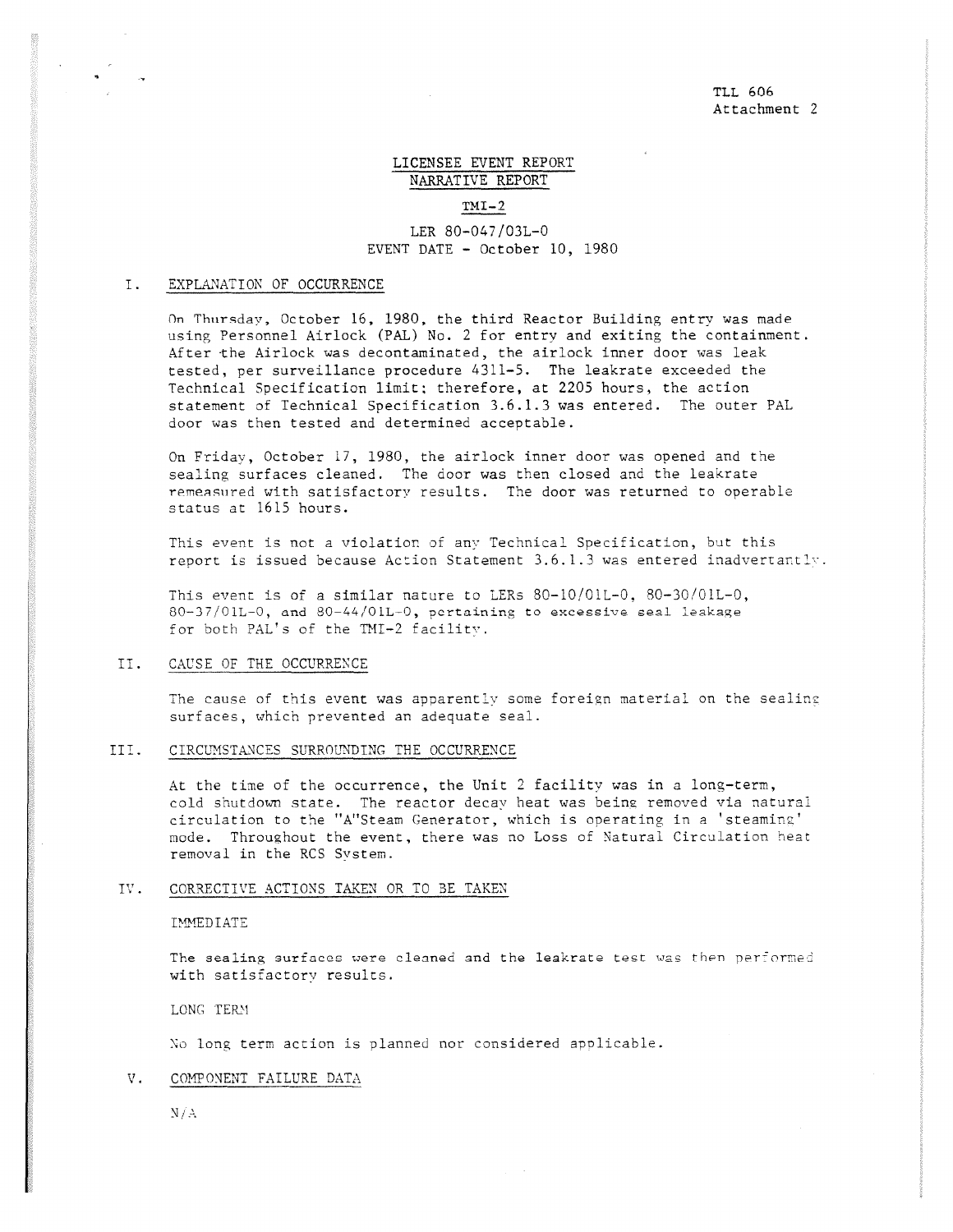TLL 606
Attachment 2

# LICENSEE EVENT REPORT
## NARRATIVE REPORT

TMI-2

LER 80-047/03L-0
EVENT DATE - October 10, 1980

### I. EXPLANATION OF OCCURRENCE

On Thursday, October 16, 1980, the third Reactor Building entry was made using Personnel Airlock (PAL) No. 2 for entry and exiting the containment. After the Airlock was decontaminated, the airlock inner door was leak tested, per surveillance procedure 4311-5. The leakrate exceeded the Technical Specification limit; therefore, at 2205 hours, the action statement of Technical Specification 3.6.1.3 was entered. The outer PAL door was then tested and determined acceptable.

On Friday, October 17, 1980, the airlock inner door was opened and the sealing surfaces cleaned. The door was then closed and the leakrate remeasured with satisfactory results. The door was returned to operable status at 1615 hours.

This event is not a violation of any Technical Specification, but this report is issued because Action Statement 3.6.1.3 was entered inadvertantly.

This event is of a similar nature to LERs 80-10/01L-0, 80-30/01L-0, 80-37/01L-0, and 80-44/01L-0, pertaining to excessive seal leakage for both PAL's of the TMI-2 facility.

### II. CAUSE OF THE OCCURRENCE

The cause of this event was apparently some foreign material on the sealing surfaces, which prevented an adequate seal.

### III. CIRCUMSTANCES SURROUNDING THE OCCURRENCE

At the time of the occurrence, the Unit 2 facility was in a long-term, cold shutdown state. The reactor decay heat was being removed via natural circulation to the "A"Steam Generator, which is operating in a 'steaming' mode. Throughout the event, there was no Loss of Natural Circulation heat removal in the RCS System.

### IV. CORRECTIVE ACTIONS TAKEN OR TO BE TAKEN

IMMEDIATE

The sealing surfaces were cleaned and the leakrate test was then performed with satisfactory results.

LONG TERM

No long term action is planned nor considered applicable.

### V. COMPONENT FAILURE DATA

N/A